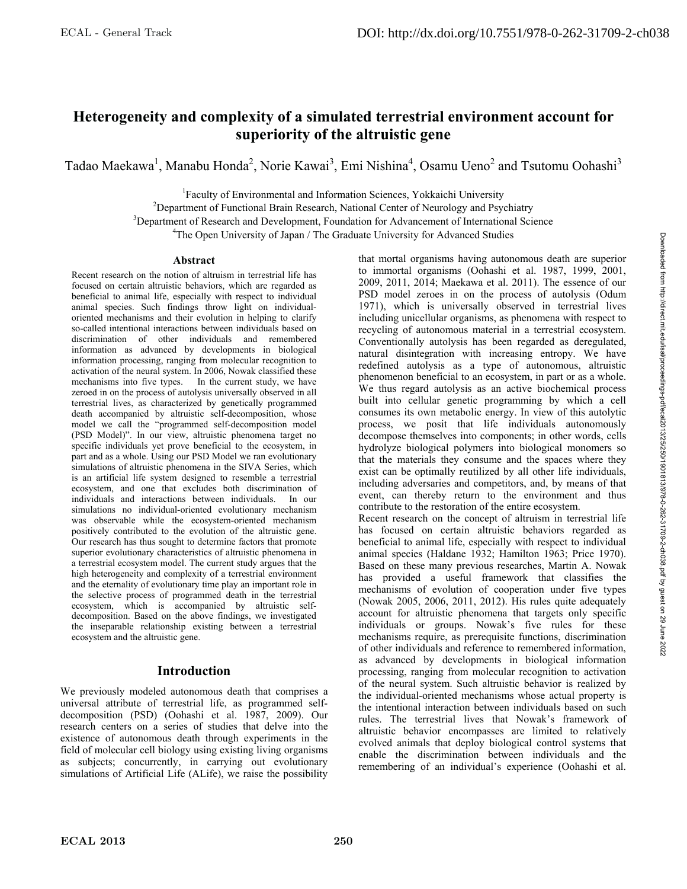# Heterogeneity and complexity of a simulated terrestrial environment account for superiority of the altruistic gene

Tadao Maekawa[1], Manabu Honda[2], Norie Kawai[3], Emi Nishina[4], Osamu Ueno[2] and Tsutomu Oohashi[3]

[1]Faculty of Environmental and Information Sciences, Yokkaichi University
[2]Department of Functional Brain Research, National Center of Neurology and Psychiatry
[3]Department of Research and Development, Foundation for Advancement of International Science
[4]The Open University of Japan / The Graduate University for Advanced Studies

## Abstract

Recent research on the notion of altruism in terrestrial life has focused on certain altruistic behaviors, which are regarded as beneficial to animal life, especially with respect to individual animal species. Such findings throw light on individual-oriented mechanisms and their evolution in helping to clarify so-called intentional interactions between individuals based on discrimination of other individuals and remembered information as advanced by developments in biological information processing, ranging from molecular recognition to activation of the neural system. In 2006, Nowak classified these mechanisms into five types. In the current study, we have zeroed in on the process of autolysis universally observed in all terrestrial lives, as characterized by genetically programmed death accompanied by altruistic self-decomposition, whose model we call the "programmed self-decomposition model (PSD Model)". In our view, altruistic phenomena target no specific individuals yet prove beneficial to the ecosystem, in part and as a whole. Using our PSD Model we ran evolutionary simulations of altruistic phenomena in the SIVA Series, which is an artificial life system designed to resemble a terrestrial ecosystem, and one that excludes both discrimination of individuals and interactions between individuals. In our simulations no individual-oriented evolutionary mechanism was observable while the ecosystem-oriented mechanism positively contributed to the evolution of the altruistic gene. Our research has thus sought to determine factors that promote superior evolutionary characteristics of altruistic phenomena in a terrestrial ecosystem model. The current study argues that the high heterogeneity and complexity of a terrestrial environment and the eternality of evolutionary time play an important role in the selective process of programmed death in the terrestrial ecosystem, which is accompanied by altruistic self-decomposition. Based on the above findings, we investigated the inseparable relationship existing between a terrestrial ecosystem and the altruistic gene.

## Introduction

We previously modeled autonomous death that comprises a universal attribute of terrestrial life, as programmed self-decomposition (PSD) (Oohashi et al. 1987, 2009). Our research centers on a series of studies that delve into the existence of autonomous death through experiments in the field of molecular cell biology using existing living organisms as subjects; concurrently, in carrying out evolutionary simulations of Artificial Life (ALife), we raise the possibility that mortal organisms having autonomous death are superior to immortal organisms (Oohashi et al. 1987, 1999, 2001, 2009, 2011, 2014; Maekawa et al. 2011). The essence of our PSD model zeroes in on the process of autolysis (Odum 1971), which is universally observed in terrestrial lives including unicellular organisms, as phenomena with respect to recycling of autonomous material in a terrestrial ecosystem. Conventionally autolysis has been regarded as deregulated, natural disintegration with increasing entropy. We have redefined autolysis as a type of autonomous, altruistic phenomenon beneficial to an ecosystem, in part or as a whole. We thus regard autolysis as an active biochemical process built into cellular genetic programming by which a cell consumes its own metabolic energy. In view of this autolytic process, we posit that life individuals autonomously decompose themselves into components; in other words, cells hydrolyze biological polymers into biological monomers so that the materials they consume and the spaces where they exist can be optimally reutilized by all other life individuals, including adversaries and competitors, and, by means of that event, can thereby return to the environment and thus contribute to the restoration of the entire ecosystem.

Recent research on the concept of altruism in terrestrial life has focused on certain altruistic behaviors regarded as beneficial to animal life, especially with respect to individual animal species (Haldane 1932; Hamilton 1963; Price 1970). Based on these many previous researches, Martin A. Nowak has provided a useful framework that classifies the mechanisms of evolution of cooperation under five types (Nowak 2005, 2006, 2011, 2012). His rules quite adequately account for altruistic phenomena that targets only specific individuals or groups. Nowak's five rules for these mechanisms require, as prerequisite functions, discrimination of other individuals and reference to remembered information, as advanced by developments in biological information processing, ranging from molecular recognition to activation of the neural system. Such altruistic behavior is realized by the individual-oriented mechanisms whose actual property is the intentional interaction between individuals based on such rules. The terrestrial lives that Nowak's framework of altruistic behavior encompasses are limited to relatively evolved animals that deploy biological control systems that enable the discrimination between individuals and the remembering of an individual's experience (Oohashi et al.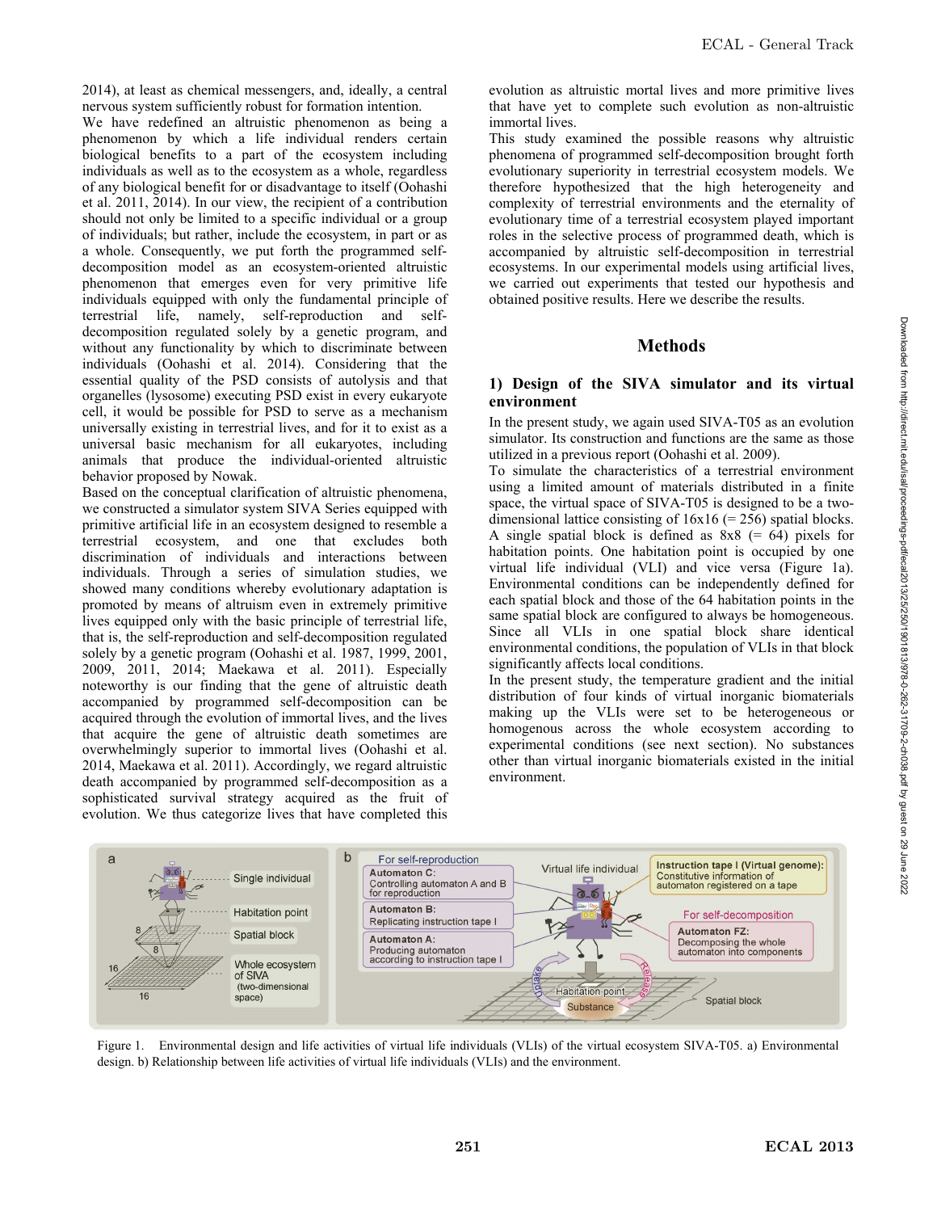2014), at least as chemical messengers, and, ideally, a central nervous system sufficiently robust for formation intention.

We have redefined an altruistic phenomenon as being a phenomenon by which a life individual renders certain biological benefits to a part of the ecosystem including individuals as well as to the ecosystem as a whole, regardless of any biological benefit for or disadvantage to itself (Oohashi et al. 2011, 2014). In our view, the recipient of a contribution should not only be limited to a specific individual or a group of individuals; but rather, include the ecosystem, in part or as a whole. Consequently, we put forth the programmed self-decomposition model as an ecosystem-oriented altruistic phenomenon that emerges even for very primitive life individuals equipped with only the fundamental principle of terrestrial life, namely, self-reproduction and self-decomposition regulated solely by a genetic program, and without any functionality by which to discriminate between individuals (Oohashi et al. 2014). Considering that the essential quality of the PSD consists of autolysis and that organelles (lysosome) executing PSD exist in every eukaryote cell, it would be possible for PSD to serve as a mechanism universally existing in terrestrial lives, and for it to exist as a universal basic mechanism for all eukaryotes, including animals that produce the individual-oriented altruistic behavior proposed by Nowak.

Based on the conceptual clarification of altruistic phenomena, we constructed a simulator system SIVA Series equipped with primitive artificial life in an ecosystem designed to resemble a terrestrial ecosystem, and one that excludes both discrimination of individuals and interactions between individuals. Through a series of simulation studies, we showed many conditions whereby evolutionary adaptation is promoted by means of altruism even in extremely primitive lives equipped only with the basic principle of terrestrial life, that is, the self-reproduction and self-decomposition regulated solely by a genetic program (Oohashi et al. 1987, 1999, 2001, 2009, 2011, 2014; Maekawa et al. 2011). Especially noteworthy is our finding that the gene of altruistic death accompanied by programmed self-decomposition can be acquired through the evolution of immortal lives, and the lives that acquire the gene of altruistic death sometimes are overwhelmingly superior to immortal lives (Oohashi et al. 2014, Maekawa et al. 2011). Accordingly, we regard altruistic death accompanied by programmed self-decomposition as a sophisticated survival strategy acquired as the fruit of evolution. We thus categorize lives that have completed this evolution as altruistic mortal lives and more primitive lives that have yet to complete such evolution as non-altruistic immortal lives.

This study examined the possible reasons why altruistic phenomena of programmed self-decomposition brought forth evolutionary superiority in terrestrial ecosystem models. We therefore hypothesized that the high heterogeneity and complexity of terrestrial environments and the eternality of evolutionary time of a terrestrial ecosystem played important roles in the selective process of programmed death, which is accompanied by altruistic self-decomposition in terrestrial ecosystems. In our experimental models using artificial lives, we carried out experiments that tested our hypothesis and obtained positive results. Here we describe the results.

## Methods

### 1) Design of the SIVA simulator and its virtual environment

In the present study, we again used SIVA-T05 as an evolution simulator. Its construction and functions are the same as those utilized in a previous report (Oohashi et al. 2009).

To simulate the characteristics of a terrestrial environment using a limited amount of materials distributed in a finite space, the virtual space of SIVA-T05 is designed to be a two-dimensional lattice consisting of 16x16 (= 256) spatial blocks. A single spatial block is defined as 8x8 (= 64) pixels for habitation points. One habitation point is occupied by one virtual life individual (VLI) and vice versa (Figure 1a). Environmental conditions can be independently defined for each spatial block and those of the 64 habitation points in the same spatial block are configured to always be homogeneous. Since all VLIs in one spatial block share identical environmental conditions, the population of VLIs in that block significantly affects local conditions.

In the present study, the temperature gradient and the initial distribution of four kinds of virtual inorganic biomaterials making up the VLIs were set to be heterogeneous or homogeneous across the whole ecosystem according to experimental conditions (see next section). No substances other than virtual inorganic biomaterials existed in the initial environment.

Figure 1. Environmental design and life activities of virtual life individuals (VLIs) of the virtual ecosystem SIVA-T05. a) Environmental design. b) Relationship between life activities of virtual life individuals (VLIs) and the environment.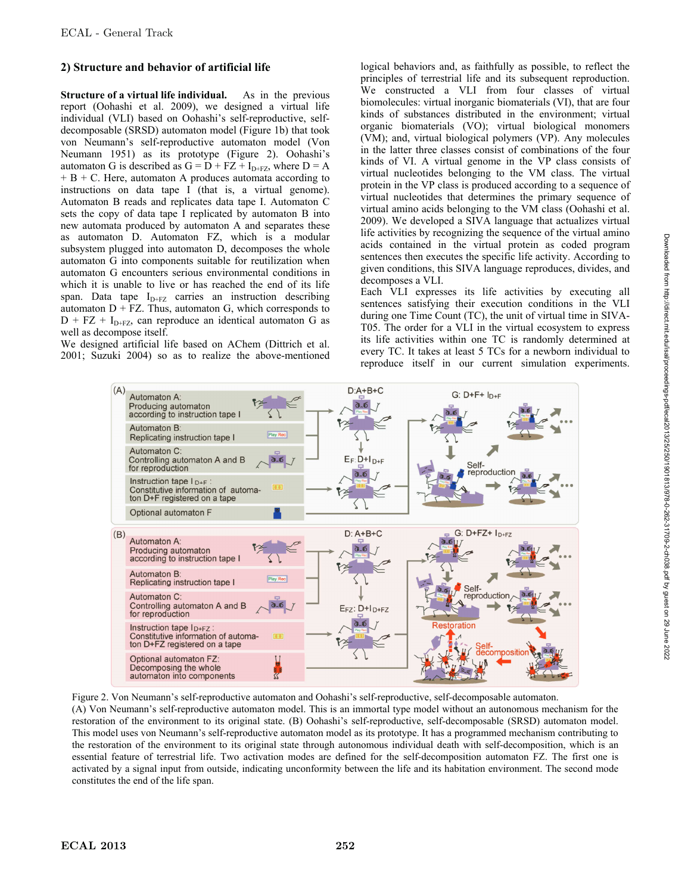### 2) Structure and behavior of artificial life

**Structure of a virtual life individual.** As in the previous report (Oohashi et al. 2009), we designed a virtual life individual (VLI) based on Oohashi's self-reproductive, self-decomposable (SRSD) automaton model (Figure 1b) that took von Neumann's self-reproductive automaton model (Von Neumann 1951) as its prototype (Figure 2). Oohashi's automaton G is described as $G = D + FZ + I_{D+FZ}$, where $D = A + B + C$. Here, automaton A produces automata according to instructions on data tape I (that is, a virtual genome). Automaton B reads and replicates data tape I. Automaton C sets the copy of data tape I replicated by automaton B into new automata produced by automaton A and separates these as automaton D. Automaton FZ, which is a modular subsystem plugged into automaton D, decomposes the whole automaton G into components suitable for reutilization when automaton G encounters serious environmental conditions in which it is unable to live or has reached the end of its life span. Data tape $I_{D+FZ}$ carries an instruction describing automaton D + FZ. Thus, automaton G, which corresponds to $D + FZ + I_{D+FZ}$, can reproduce an identical automaton G as well as decompose itself.

We designed artificial life based on AChem (Dittrich et al. 2001; Suzuki 2004) so as to realize the above-mentioned logical behaviors and, as faithfully as possible, to reflect the principles of terrestrial life and its subsequent reproduction. We constructed a VLI from four classes of virtual biomolecules: virtual inorganic biomaterials (VI), that are four kinds of substances distributed in the environment; virtual organic biomaterials (VO); virtual biological monomers (VM); and, virtual biological polymers (VP). Any molecules in the latter three classes consist of combinations of the four kinds of VI. A virtual genome in the VP class consists of virtual nucleotides belonging to the VM class. The virtual protein in the VP class is produced according to a sequence of virtual nucleotides that determines the primary sequence of virtual amino acids belonging to the VM class (Oohashi et al. 2009). We developed a SIVA language that actualizes virtual life activities by recognizing the sequence of the virtual amino acids contained in the virtual protein as coded program sentences then executes the specific life activity. According to given conditions, this SIVA language reproduces, divides, and decomposes a VLI.

Each VLI expresses its life activities by executing all sentences satisfying their execution conditions in the VLI during one Time Count (TC), the unit of virtual time in SIVA-T05. The order for a VLI in the virtual ecosystem to express its life activities within one TC is randomly determined at every TC. It takes at least 5 TCs for a newborn individual to reproduce itself in our current simulation experiments.

Figure 2. Von Neumann's self-reproductive automaton and Oohashi's self-reproductive, self-decomposable automaton. (A) Von Neumann's self-reproductive automaton model. This is an immortal type model without an autonomous mechanism for the restoration of the environment to its original state. (B) Oohashi's self-reproductive, self-decomposable (SRSD) automaton model. This model uses von Neumann's self-reproductive automaton model as its prototype. It has a programmed mechanism contributing to the restoration of the environment to its original state through autonomous individual death with self-decomposition, which is an essential feature of terrestrial life. Two activation modes are defined for the self-decomposition automaton FZ. The first one is activated by a signal input from outside, indicating unconformity between the life and its habitation environment. The second mode constitutes the end of the life span.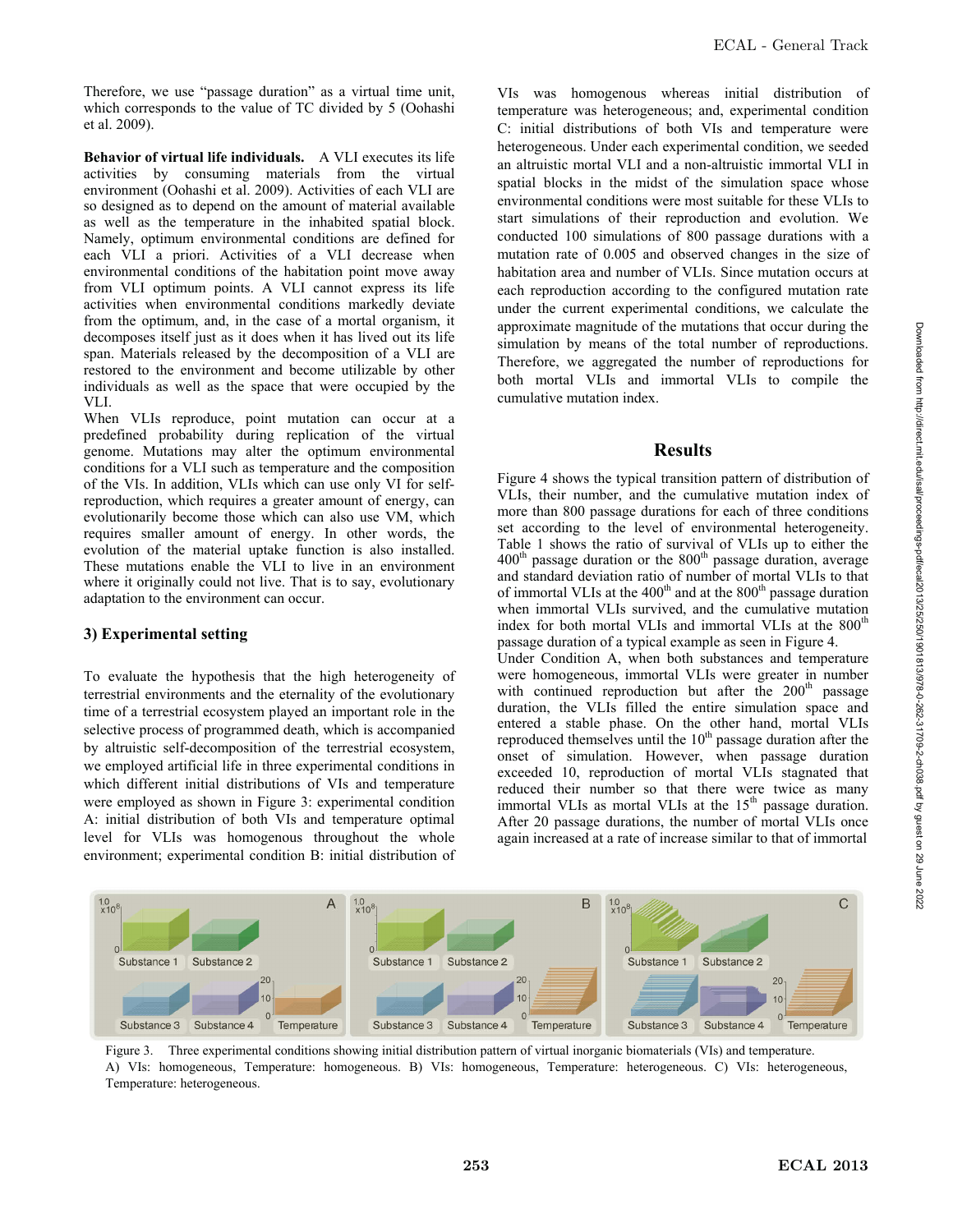Therefore, we use "passage duration" as a virtual time unit, which corresponds to the value of TC divided by 5 (Oohashi et al. 2009).

**Behavior of virtual life individuals.** A VLI executes its life activities by consuming materials from the virtual environment (Oohashi et al. 2009). Activities of each VLI are so designed as to depend on the amount of material available as well as the temperature in the inhabited spatial block. Namely, optimum environmental conditions are defined for each VLI a priori. Activities of a VLI decrease when environmental conditions of the habitation point move away from VLI optimum points. A VLI cannot express its life activities when environmental conditions markedly deviate from the optimum, and, in the case of a mortal organism, it decomposes itself just as it does when it has lived out its life span. Materials released by the decomposition of a VLI are restored to the environment and become utilizable by other individuals as well as the space that were occupied by the VLI.

When VLIs reproduce, point mutation can occur at a predefined probability during replication of the virtual genome. Mutations may alter the optimum environmental conditions for a VLI such as temperature and the composition of the VIs. In addition, VLIs which can use only VI for self-reproduction, which requires a greater amount of energy, can evolutionarily become those which can also use VM, which requires smaller amount of energy. In other words, the evolution of the material uptake function is also installed. These mutations enable the VLI to live in an environment where it originally could not live. That is to say, evolutionary adaptation to the environment can occur.

### 3) Experimental setting

To evaluate the hypothesis that the high heterogeneity of terrestrial environments and the eternality of the evolutionary time of a terrestrial ecosystem played an important role in the selective process of programmed death, which is accompanied by altruistic self-decomposition of the terrestrial ecosystem, we employed artificial life in three experimental conditions in which different initial distributions of VIs and temperature were employed as shown in Figure 3: experimental condition A: initial distribution of both VIs and temperature optimal level for VLIs was homogenous throughout the whole environment; experimental condition B: initial distribution of VIs was homogenous whereas initial distribution of temperature was heterogeneous; and, experimental condition C: initial distributions of both VIs and temperature were heterogeneous. Under each experimental condition, we seeded an altruistic mortal VLI and a non-altruistic immortal VLI in spatial blocks in the midst of the simulation space whose environmental conditions were most suitable for these VLIs to start simulations of their reproduction and evolution. We conducted 100 simulations of 800 passage durations with a mutation rate of 0.005 and observed changes in the size of habitation area and number of VLIs. Since mutation occurs at each reproduction according to the configured mutation rate under the current experimental conditions, we calculate the approximate magnitude of the mutations that occur during the simulation by means of the total number of reproductions. Therefore, we aggregated the number of reproductions for both mortal VLIs and immortal VLIs to compile the cumulative mutation index.

## Results

Figure 4 shows the typical transition pattern of distribution of VLIs, their number, and the cumulative mutation index of more than 800 passage durations for each of three conditions set according to the level of environmental heterogeneity. Table 1 shows the ratio of survival of VLIs up to either the 400th passage duration or the 800th passage duration, average and standard deviation ratio of number of mortal VLIs to that of immortal VLIs at the 400th and at the 800th passage duration when immortal VLIs survived, and the cumulative mutation index for both mortal VLIs and immortal VLIs at the 800th passage duration of a typical example as seen in Figure 4.

Under Condition A, when both substances and temperature were homogeneous, immortal VLIs were greater in number with continued reproduction but after the 200th passage duration, the VLIs filled the entire simulation space and entered a stable phase. On the other hand, mortal VLIs reproduced themselves until the 10th passage duration after the onset of simulation. However, when passage duration exceeded 10, reproduction of mortal VLIs stagnated that reduced their number so that there were twice as many immortal VLIs as mortal VLIs at the 15th passage duration. After 20 passage durations, the number of mortal VLIs once again increased at a rate of increase similar to that of immortal

Figure 3. Three experimental conditions showing initial distribution pattern of virtual inorganic biomaterials (VIs) and temperature. A) VIs: homogeneous, Temperature: homogeneous. B) VIs: homogeneous, Temperature: heterogeneous. C) VIs: heterogeneous, Temperature: heterogeneous.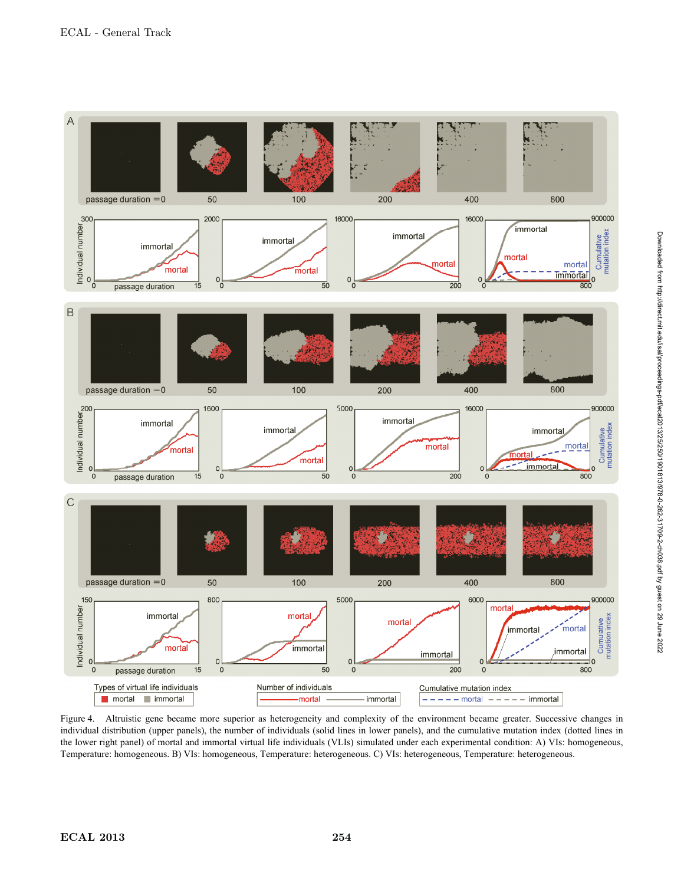Figure 4. Altruistic gene became more superior as heterogeneity and complexity of the environment became greater. Successive changes in individual distribution (upper panels), the number of individuals (solid lines in lower panels), and the cumulative mutation index (dotted lines in the lower right panel) of mortal and immortal virtual life individuals (VLIs) simulated under each experimental condition: A) VIs: homogeneous, Temperature: homogeneous. B) VIs: homogeneous, Temperature: heterogeneous. C) VIs: heterogeneous, Temperature: heterogeneous.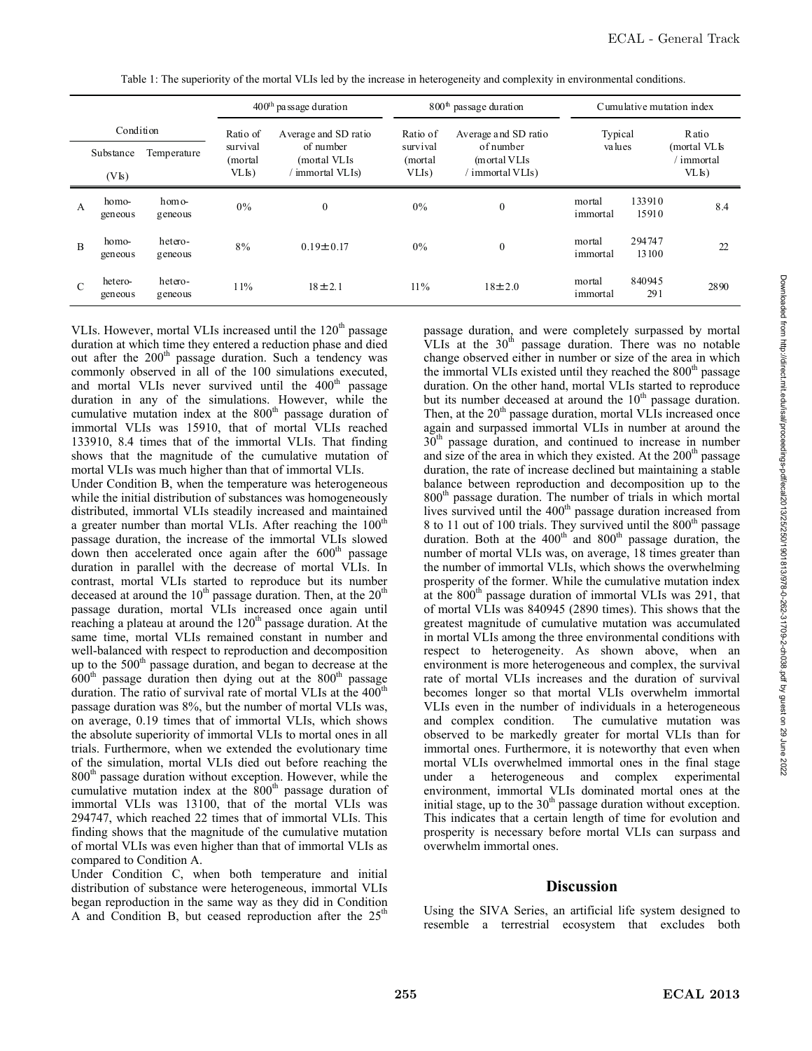Table 1: The superiority of the mortal VLIs led by the increase in heterogeneity and complexity in environmental conditions.

| Condition | | | 400th passage duration | | 800th passage duration | | Cumulative mutation index | |
|---|---|---|---|---|---|---|---|---|
| | Substance (VIs) | Temperature | Ratio of survival (mortal VLIs) | Average and SD ratio of number (mortal VLIs / immortal VLIs) | Ratio of survival (mortal VLIs) | Average and SD ratio of number (mortal VLIs / immortal VLIs) | Typical values | Ratio (mortal VLIs / immortal VLIs) |
| A | homo-geneous | homo-geneous | 0% | 0 | 0% | 0 | mortal 133910<br>immortal 15910 | 8.4 |
| B | homo-geneous | hetero-geneous | 8% | $0.19 \pm 0.17$ | 0% | 0 | mortal 294747<br>immortal 13100 | 22 |
| C | hetero-geneous | hetero-geneous | 11% | $18 \pm 2.1$ | 11% | $18 \pm 2.0$ | mortal 840945<br>immortal 291 | 2890 |

VLIs. However, mortal VLIs increased until the 120th passage duration at which time they entered a reduction phase and died out after the 200th passage duration. Such a tendency was commonly observed in all of the 100 simulations executed, and mortal VLIs never survived until the 400th passage duration in any of the simulations. However, while the cumulative mutation index at the 800th passage duration of immortal VLIs was 15910, that of mortal VLIs reached 133910, 8.4 times that of the immortal VLIs. That finding shows that the magnitude of the cumulative mutation of mortal VLIs was much higher than that of immortal VLIs.

Under Condition B, when the temperature was heterogeneous while the initial distribution of substances was homogeneously distributed, immortal VLIs steadily increased and maintained a greater number than mortal VLIs. After reaching the 100th passage duration, the increase of the immortal VLIs slowed down then accelerated once again after the 600th passage duration in parallel with the decrease of mortal VLIs. In contrast, mortal VLIs started to reproduce but its number deceased at around the 10th passage duration. Then, at the 20th passage duration, mortal VLIs increased once again until reaching a plateau at around the 120th passage duration. At the same time, mortal VLIs remained constant in number and well-balanced with respect to reproduction and decomposition up to the 500th passage duration, and began to decrease at the 600th passage duration then dying out at the 800th passage duration. The ratio of survival rate of mortal VLIs at the 400th passage duration was 8%, but the number of mortal VLIs was, on average, 0.19 times that of immortal VLIs, which shows the absolute superiority of immortal VLIs to mortal ones in all trials. Furthermore, when we extended the evolutionary time of the simulation, mortal VLIs died out before reaching the 800th passage duration without exception. However, while the cumulative mutation index at the 800th passage duration of immortal VLIs was 13100, that of the mortal VLIs was 294747, which reached 22 times that of immortal VLIs. This finding shows that the magnitude of the cumulative mutation of mortal VLIs was even higher than that of immortal VLIs as compared to Condition A.

Under Condition C, when both temperature and initial distribution of substance were heterogeneous, immortal VLIs began reproduction in the same way as they did in Condition A and Condition B, but ceased reproduction after the 25th passage duration, and were completely surpassed by mortal VLIs at the 30th passage duration. There was no notable change observed either in number or size of the area in which the immortal VLIs existed until they reached the 800th passage duration. On the other hand, mortal VLIs started to reproduce but its number deceased at around the 10th passage duration. Then, at the 20th passage duration, mortal VLIs increased once again and surpassed immortal VLIs in number at around the 30th passage duration, and continued to increase in number and size of the area in which they existed. At the 200th passage duration, the rate of increase declined but maintaining a stable balance between reproduction and decomposition up to the 800th passage duration. The number of trials in which mortal lives survived until the 400th passage duration increased from 8 to 11 out of 100 trials. They survived until the 800th passage duration. Both at the 400th and 800th passage duration, the number of mortal VLIs was, on average, 18 times greater than the number of immortal VLIs, which shows the overwhelming prosperity of the former. While the cumulative mutation index at the 800th passage duration of immortal VLIs was 291, that of mortal VLIs was 840945 (2890 times). This shows that the greatest magnitude of cumulative mutation was accumulated in mortal VLIs among the three environmental conditions with respect to heterogeneity. As shown above, when an environment is more heterogeneous and complex, the survival rate of mortal VLIs increases and the duration of survival becomes longer so that mortal VLIs overwhelm immortal VLIs even in the number of individuals in a heterogeneous and complex condition. The cumulative mutation was observed to be markedly greater for mortal VLIs than for immortal ones. Furthermore, it is noteworthy that even when mortal VLIs overwhelmed immortal ones in the final stage under a heterogeneous and complex experimental environment, immortal VLIs dominated mortal ones at the initial stage, up to the 30th passage duration without exception. This indicates that a certain length of time for evolution and prosperity is necessary before mortal VLIs can surpass and overwhelm immortal ones.

## Discussion

Using the SIVA Series, an artificial life system designed to resemble a terrestrial ecosystem that excludes both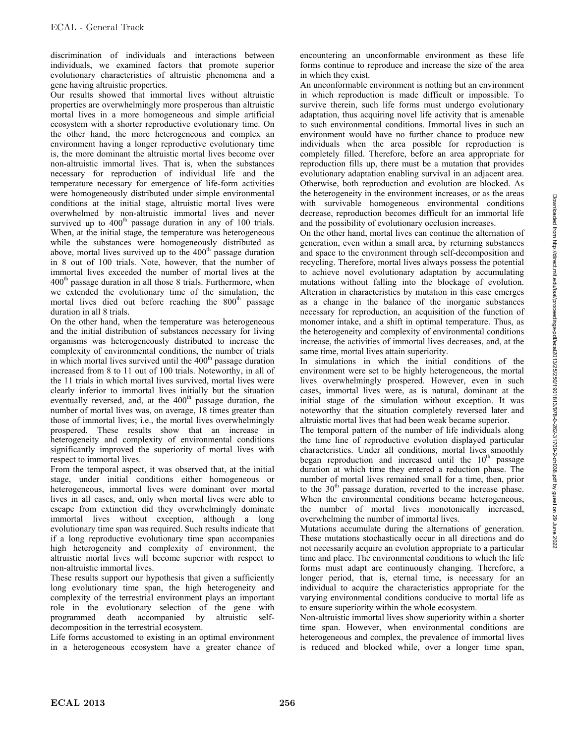discrimination of individuals and interactions between individuals, we examined factors that promote superior evolutionary characteristics of altruistic phenomena and a gene having altruistic properties.

Our results showed that immortal lives without altruistic properties are overwhelmingly more prosperous than altruistic mortal lives in a more homogeneous and simple artificial ecosystem with a shorter reproductive evolutionary time. On the other hand, the more heterogeneous and complex an environment having a longer reproductive evolutionary time is, the more dominant the altruistic mortal lives become over non-altruistic immortal lives. That is, when the substances necessary for reproduction of individual life and the temperature necessary for emergence of life-form activities were homogeneously distributed under simple environmental conditions at the initial stage, altruistic mortal lives were overwhelmed by non-altruistic immortal lives and never survived up to $400^{th}$ passage duration in any of 100 trials. When, at the initial stage, the temperature was heterogeneous while the substances were homogeneously distributed as above, mortal lives survived up to the $400^{th}$ passage duration in 8 out of 100 trials. Note, however, that the number of immortal lives exceeded the number of mortal lives at the $400^{th}$ passage duration in all those 8 trials. Furthermore, when we extended the evolutionary time of the simulation, the mortal lives died out before reaching the $800^{th}$ passage duration in all 8 trials.

On the other hand, when the temperature was heterogeneous and the initial distribution of substances necessary for living organisms was heterogeneously distributed to increase the complexity of environmental conditions, the number of trials in which mortal lives survived until the $400^{th}$ passage duration increased from 8 to 11 out of 100 trials. Noteworthy, in all of the 11 trials in which mortal lives survived, mortal lives were clearly inferior to immortal lives initially but the situation eventually reversed, and, at the $400^{th}$ passage duration, the number of mortal lives was, on average, 18 times greater than those of immortal lives; i.e., the mortal lives overwhelmingly prospered. These results show that an increase in heterogeneity and complexity of environmental conditions significantly improved the superiority of mortal lives with respect to immortal lives.

From the temporal aspect, it was observed that, at the initial stage, under initial conditions either homogeneous or heterogeneous, immortal lives were dominant over mortal lives in all cases, and, only when mortal lives were able to escape from extinction did they overwhelmingly dominate immortal lives without exception, although a long evolutionary time span was required. Such results indicate that if a long reproductive evolutionary time span accompanies high heterogeneity and complexity of environment, the altruistic mortal lives will become superior with respect to non-altruistic immortal lives.

These results support our hypothesis that given a sufficiently long evolutionary time span, the high heterogeneity and complexity of the terrestrial environment plays an important role in the evolutionary selection of the gene with programmed death accompanied by altruistic self-decomposition in the terrestrial ecosystem.

Life forms accustomed to existing in an optimal environment in a heterogeneous ecosystem have a greater chance of encountering an unconformable environment as these life forms continue to reproduce and increase the size of the area in which they exist.

An unconformable environment is nothing but an environment in which reproduction is made difficult or impossible. To survive therein, such life forms must undergo evolutionary adaptation, thus acquiring novel life activity that is amenable to such environmental conditions. Immortal lives in such an environment would have no further chance to produce new individuals when the area possible for reproduction is completely filled. Therefore, before an area appropriate for reproduction fills up, there must be a mutation that provides evolutionary adaptation enabling survival in an adjacent area. Otherwise, both reproduction and evolution are blocked. As the heterogeneity in the environment increases, or as the areas with survivable homogeneous environmental conditions decrease, reproduction becomes difficult for an immortal life and the possibility of evolutionary occlusion increases.

On the other hand, mortal lives can continue the alternation of generation, even within a small area, by returning substances and space to the environment through self-decomposition and recycling. Therefore, mortal lives always possess the potential to achieve novel evolutionary adaptation by accumulating mutations without falling into the blockage of evolution. Alteration in characteristics by mutation in this case emerges as a change in the balance of the inorganic substances necessary for reproduction, an acquisition of the function of monomer intake, and a shift in optimal temperature. Thus, as the heterogeneity and complexity of environmental conditions increase, the activities of immortal lives decreases, and, at the same time, mortal lives attain superiority.

In simulations in which the initial conditions of the environment were set to be highly heterogeneous, the mortal lives overwhelmingly prospered. However, even in such cases, immortal lives were, as is natural, dominant at the initial stage of the simulation without exception. It was noteworthy that the situation completely reversed later and altruistic mortal lives that had been weak became superior.

The temporal pattern of the number of life individuals along the time line of reproductive evolution displayed particular characteristics. Under all conditions, mortal lives smoothly began reproduction and increased until the $10^{th}$ passage duration at which time they entered a reduction phase. The number of mortal lives remained small for a time, then, prior to the $30^{th}$ passage duration, reverted to the increase phase. When the environmental conditions became heterogeneous, the number of mortal lives monotonically increased, overwhelming the number of immortal lives.

Mutations accumulate during the alternations of generation. These mutations stochastically occur in all directions and do not necessarily acquire an evolution appropriate to a particular time and place. The environmental conditions to which the life forms must adapt are continuously changing. Therefore, a longer period, that is, eternal time, is necessary for an individual to acquire the characteristics appropriate for the varying environmental conditions conducive to mortal life as to ensure superiority within the whole ecosystem.

Non-altruistic immortal lives show superiority within a shorter time span. However, when environmental conditions are heterogeneous and complex, the prevalence of immortal lives is reduced and blocked while, over a longer time span,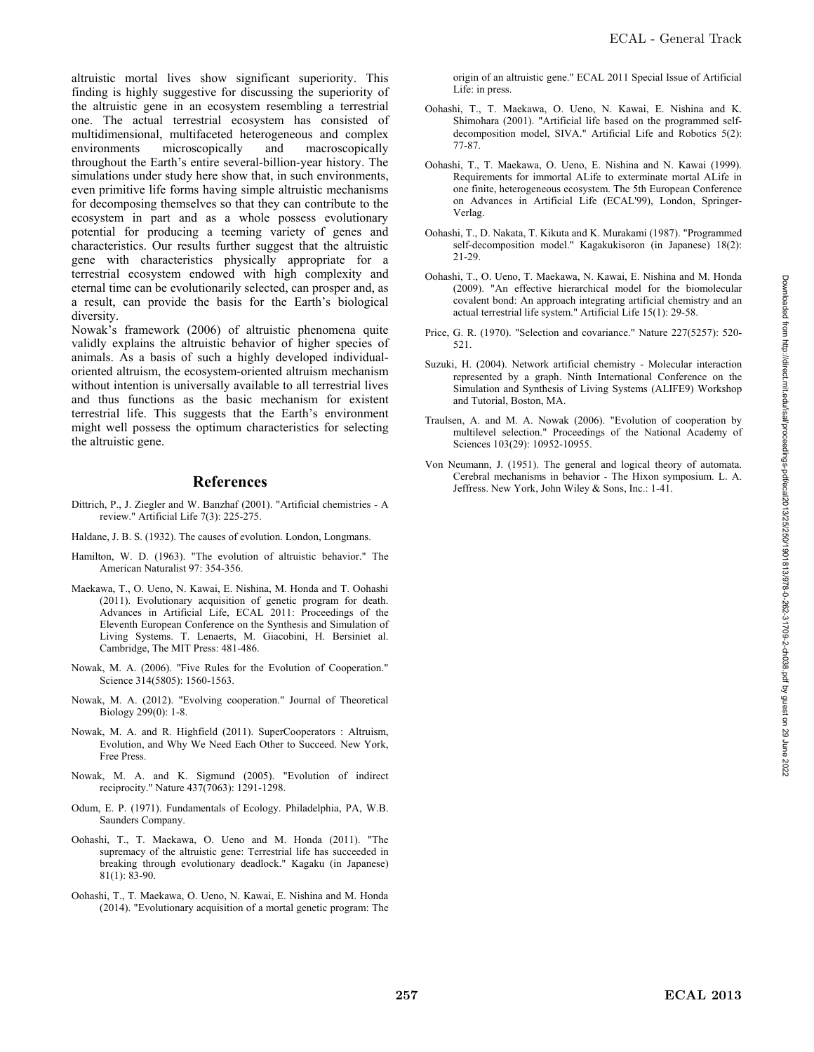altruistic mortal lives show significant superiority. This finding is highly suggestive for discussing the superiority of the altruistic gene in an ecosystem resembling a terrestrial one. The actual terrestrial ecosystem has consisted of multidimensional, multifaceted heterogeneous and complex environments microscopically and macroscopically throughout the Earth's entire several-billion-year history. The simulations under study here show that, in such environments, even primitive life forms having simple altruistic mechanisms for decomposing themselves so that they can contribute to the ecosystem in part and as a whole possess evolutionary potential for producing a teeming variety of genes and characteristics. Our results further suggest that the altruistic gene with characteristics physically appropriate for a terrestrial ecosystem endowed with high complexity and eternal time can be evolutionarily selected, can prosper and, as a result, can provide the basis for the Earth's biological diversity.

Nowak's framework (2006) of altruistic phenomena quite validly explains the altruistic behavior of higher species of animals. As a basis of such a highly developed individual-oriented altruism, the ecosystem-oriented altruism mechanism without intention is universally available to all terrestrial lives and thus functions as the basic mechanism for existent terrestrial life. This suggests that the Earth's environment might well possess the optimum characteristics for selecting the altruistic gene.

## References

Dittrich, P., J. Ziegler and W. Banzhaf (2001). "Artificial chemistries - A review." Artificial Life 7(3): 225-275.

Haldane, J. B. S. (1932). The causes of evolution. London, Longmans.

Hamilton, W. D. (1963). "The evolution of altruistic behavior." The American Naturalist 97: 354-356.

Maekawa, T., O. Ueno, N. Kawai, E. Nishina, M. Honda and T. Oohashi (2011). Evolutionary acquisition of genetic program for death. Advances in Artificial Life, ECAL 2011: Proceedings of the Eleventh European Conference on the Synthesis and Simulation of Living Systems. T. Lenaerts, M. Giacobini, H. Bersiniet al. Cambridge, The MIT Press: 481-486.

Nowak, M. A. (2006). "Five Rules for the Evolution of Cooperation." Science 314(5805): 1560-1563.

Nowak, M. A. (2012). "Evolving cooperation." Journal of Theoretical Biology 299(0): 1-8.

Nowak, M. A. and R. Highfield (2011). SuperCooperators : Altruism, Evolution, and Why We Need Each Other to Succeed. New York, Free Press.

Nowak, M. A. and K. Sigmund (2005). "Evolution of indirect reciprocity." Nature 437(7063): 1291-1298.

Odum, E. P. (1971). Fundamentals of Ecology. Philadelphia, PA, W.B. Saunders Company.

Oohashi, T., T. Maekawa, O. Ueno and M. Honda (2011). "The supremacy of the altruistic gene: Terrestrial life has succeeded in breaking through evolutionary deadlock." Kagaku (in Japanese) 81(1): 83-90.

Oohashi, T., T. Maekawa, O. Ueno, N. Kawai, E. Nishina and M. Honda (2014). "Evolutionary acquisition of a mortal genetic program: The origin of an altruistic gene." ECAL 2011 Special Issue of Artificial Life: in press.

Oohashi, T., T. Maekawa, O. Ueno, N. Kawai, E. Nishina and K. Shimohara (2001). "Artificial life based on the programmed self-decomposition model, SIVA." Artificial Life and Robotics 5(2): 77-87.

Oohashi, T., T. Maekawa, O. Ueno, E. Nishina and N. Kawai (1999). Requirements for immortal ALife to exterminate mortal ALife in one finite, heterogeneous ecosystem. The 5th European Conference on Advances in Artificial Life (ECAL'99), London, Springer-Verlag.

Oohashi, T., D. Nakata, T. Kikuta and K. Murakami (1987). "Programmed self-decomposition model." Kagakukisoron (in Japanese) 18(2): 21-29.

Oohashi, T., O. Ueno, T. Maekawa, N. Kawai, E. Nishina and M. Honda (2009). "An effective hierarchical model for the biomolecular covalent bond: An approach integrating artificial chemistry and an actual terrestrial life system." Artificial Life 15(1): 29-58.

Price, G. R. (1970). "Selection and covariance." Nature 227(5257): 520-521.

Suzuki, H. (2004). Network artificial chemistry - Molecular interaction represented by a graph. Ninth International Conference on the Simulation and Synthesis of Living Systems (ALIFE9) Workshop and Tutorial, Boston, MA.

Traulsen, A. and M. A. Nowak (2006). "Evolution of cooperation by multilevel selection." Proceedings of the National Academy of Sciences 103(29): 10952-10955.

Von Neumann, J. (1951). The general and logical theory of automata. Cerebral mechanisms in behavior - The Hixon symposium. L. A. Jeffress. New York, John Wiley & Sons, Inc.: 1-41.